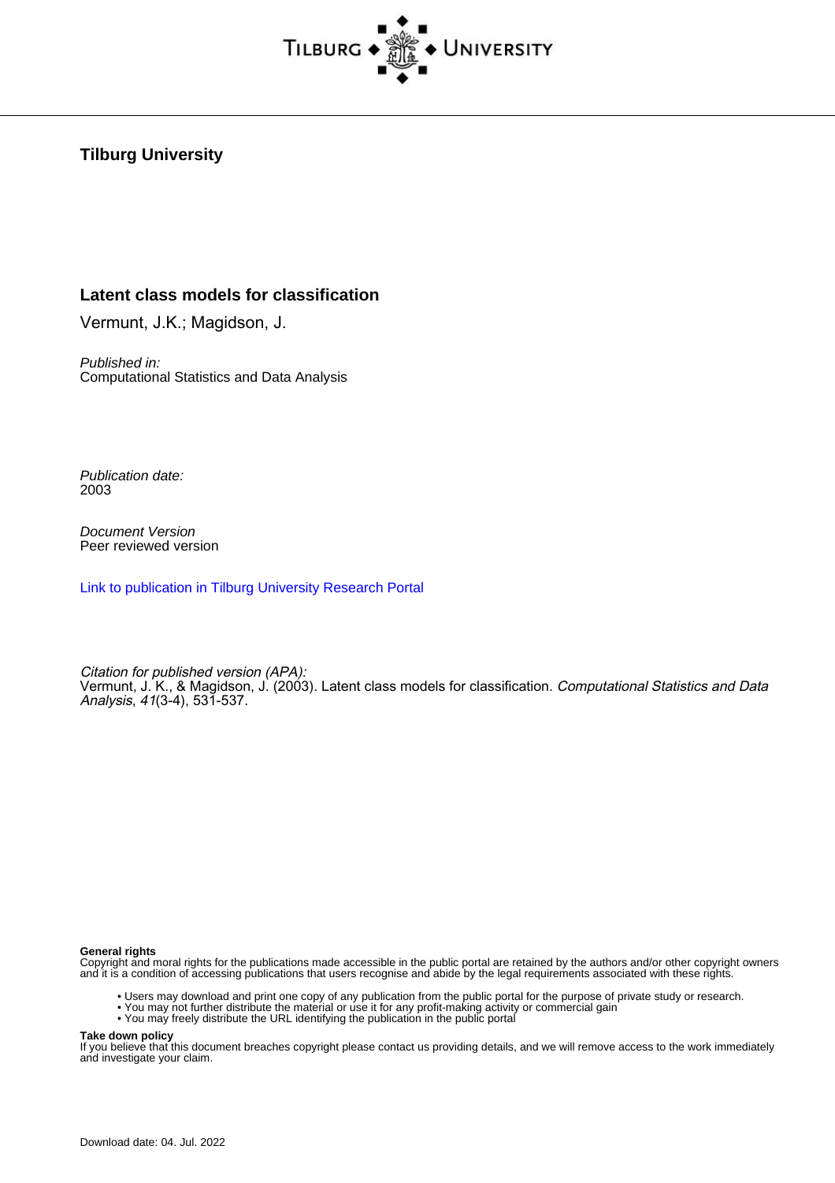Tilburg University

# Latent class models for classification

Vermunt, J.K.; Magidson, J.

*Published in:*
Computational Statistics and Data Analysis

*Publication date:*
2003

*Document Version*
Peer reviewed version

Link to publication in Tilburg University Research Portal

*Citation for published version (APA):*
Vermunt, J. K., & Magidson, J. (2003). Latent class models for classification. *Computational Statistics and Data Analysis*, *41*(3-4), 531-537.

**General rights**
Copyright and moral rights for the publications made accessible in the public portal are retained by the authors and/or other copyright owners and it is a condition of accessing publications that users recognise and abide by the legal requirements associated with these rights.

- Users may download and print one copy of any publication from the public portal for the purpose of private study or research.
- You may not further distribute the material or use it for any profit-making activity or commercial gain
- You may freely distribute the URL identifying the publication in the public portal

**Take down policy**
If you believe that this document breaches copyright please contact us providing details, and we will remove access to the work immediately and investigate your claim.

Download date: 04. Jul. 2022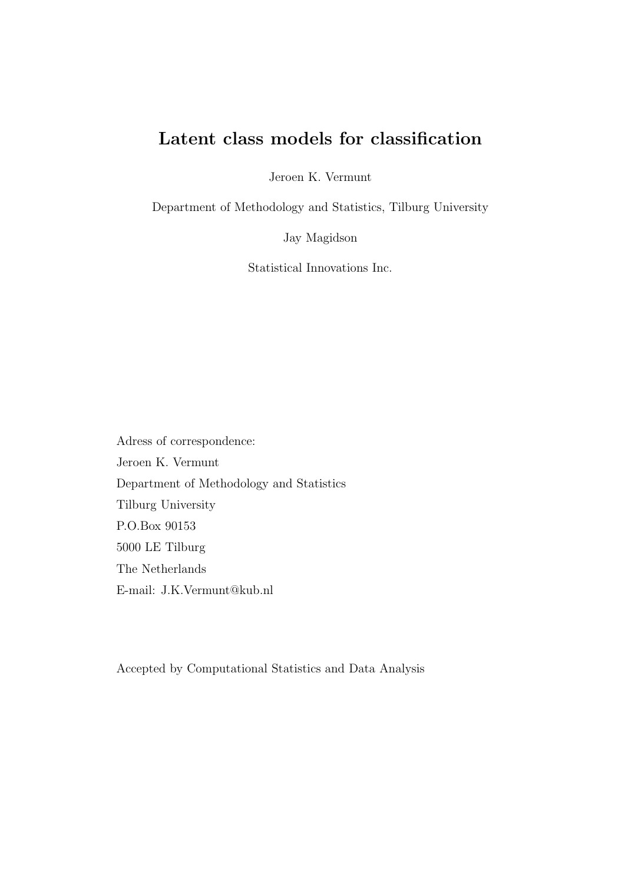# Latent class models for classification

Jeroen K. Vermunt

Department of Methodology and Statistics, Tilburg University

Jay Magidson

Statistical Innovations Inc.

Adress of correspondence:
Jeroen K. Vermunt
Department of Methodology and Statistics
Tilburg University
P.O.Box 90153
5000 LE Tilburg
The Netherlands
E-mail: J.K.Vermunt@kub.nl

Accepted by Computational Statistics and Data Analysis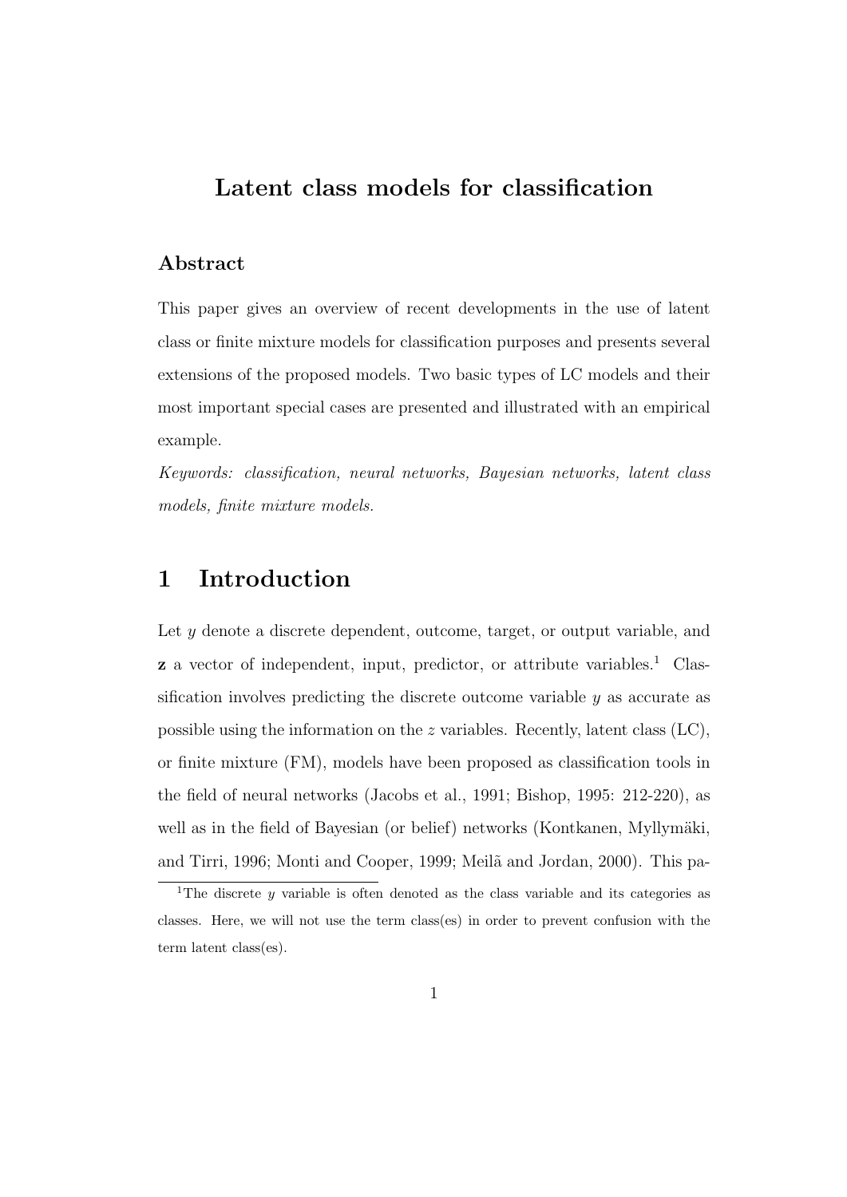# Latent class models for classification

### Abstract

This paper gives an overview of recent developments in the use of latent class or finite mixture models for classification purposes and presents several extensions of the proposed models. Two basic types of LC models and their most important special cases are presented and illustrated with an empirical example.

*Keywords: classification, neural networks, Bayesian networks, latent class models, finite mixture models.*

## 1 Introduction

Let $y$ denote a discrete dependent, outcome, target, or output variable, and $\mathbf{z}$ a vector of independent, input, predictor, or attribute variables.[1] Classification involves predicting the discrete outcome variable $y$ as accurate as possible using the information on the $z$ variables. Recently, latent class (LC), or finite mixture (FM), models have been proposed as classification tools in the field of neural networks (Jacobs et al., 1991; Bishop, 1995: 212-220), as well as in the field of Bayesian (or belief) networks (Kontkanen, Myllymäki, and Tirri, 1996; Monti and Cooper, 1999; Meilã and Jordan, 2000). This pa-

[1] The discrete $y$ variable is often denoted as the class variable and its categories as classes. Here, we will not use the term class(es) in order to prevent confusion with the term latent class(es).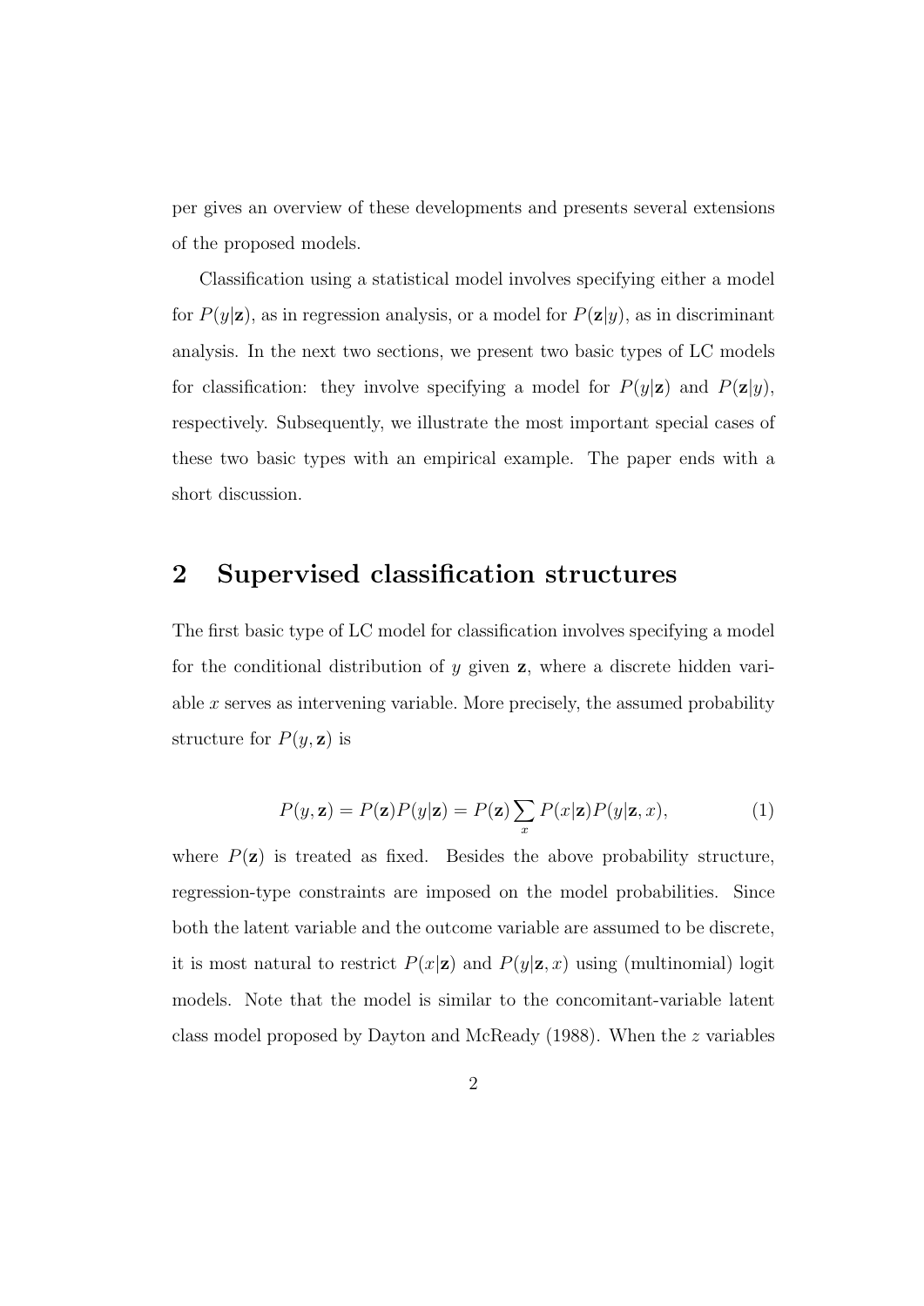per gives an overview of these developments and presents several extensions of the proposed models.

Classification using a statistical model involves specifying either a model for $P(y|\mathbf{z})$, as in regression analysis, or a model for $P(\mathbf{z}|y)$, as in discriminant analysis. In the next two sections, we present two basic types of LC models for classification: they involve specifying a model for $P(y|\mathbf{z})$ and $P(\mathbf{z}|y)$, respectively. Subsequently, we illustrate the most important special cases of these two basic types with an empirical example. The paper ends with a short discussion.

## 2 Supervised classification structures

The first basic type of LC model for classification involves specifying a model for the conditional distribution of $y$ given $\mathbf{z}$, where a discrete hidden variable $x$ serves as intervening variable. More precisely, the assumed probability structure for $P(y, \mathbf{z})$ is

$$P(y, \mathbf{z}) = P(\mathbf{z})P(y|\mathbf{z}) = P(\mathbf{z}) \sum_{x} P(x|\mathbf{z})P(y|\mathbf{z}, x), \tag{1}$$

where $P(\mathbf{z})$ is treated as fixed. Besides the above probability structure, regression-type constraints are imposed on the model probabilities. Since both the latent variable and the outcome variable are assumed to be discrete, it is most natural to restrict $P(x|\mathbf{z})$ and $P(y|\mathbf{z}, x)$ using (multinomial) logit models. Note that the model is similar to the concomitant-variable latent class model proposed by Dayton and McReady (1988). When the $z$ variables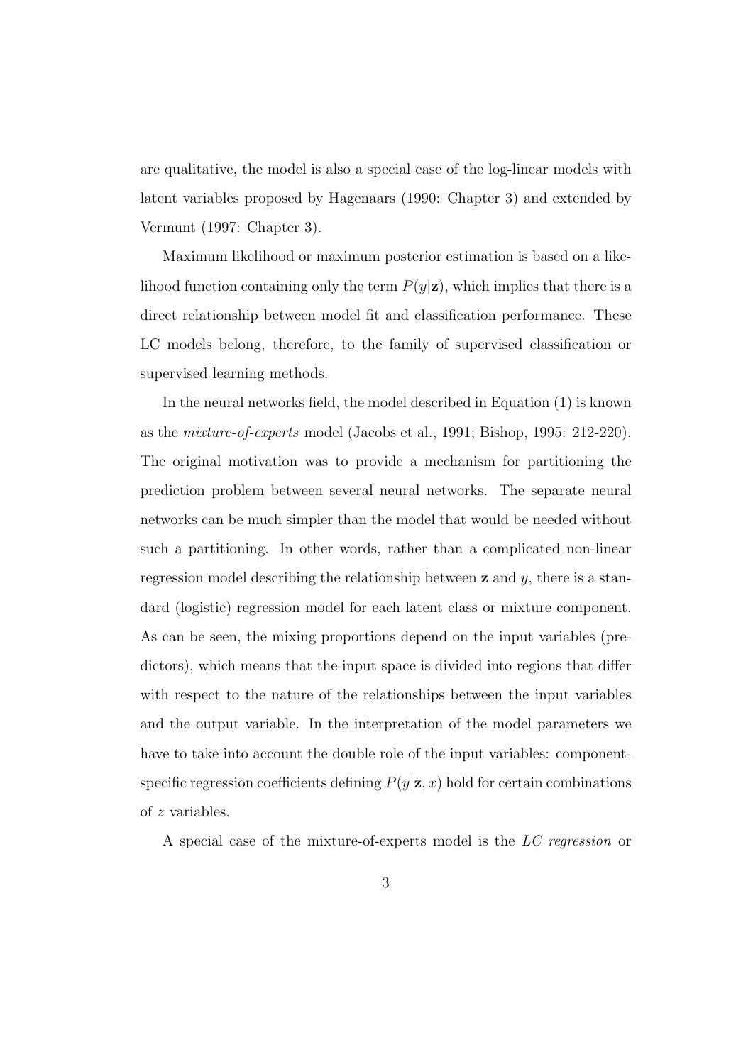are qualitative, the model is also a special case of the log-linear models with latent variables proposed by Hagenaars (1990: Chapter 3) and extended by Vermunt (1997: Chapter 3).

Maximum likelihood or maximum posterior estimation is based on a likelihood function containing only the term $P(y|\mathbf{z})$, which implies that there is a direct relationship between model fit and classification performance. These LC models belong, therefore, to the family of supervised classification or supervised learning methods.

In the neural networks field, the model described in Equation (1) is known as the *mixture-of-experts* model (Jacobs et al., 1991; Bishop, 1995: 212-220). The original motivation was to provide a mechanism for partitioning the prediction problem between several neural networks. The separate neural networks can be much simpler than the model that would be needed without such a partitioning. In other words, rather than a complicated non-linear regression model describing the relationship between $\mathbf{z}$ and $y$, there is a standard (logistic) regression model for each latent class or mixture component. As can be seen, the mixing proportions depend on the input variables (predictors), which means that the input space is divided into regions that differ with respect to the nature of the relationships between the input variables and the output variable. In the interpretation of the model parameters we have to take into account the double role of the input variables: component-specific regression coefficients defining $P(y|\mathbf{z}, x)$ hold for certain combinations of $z$ variables.

A special case of the mixture-of-experts model is the *LC regression* or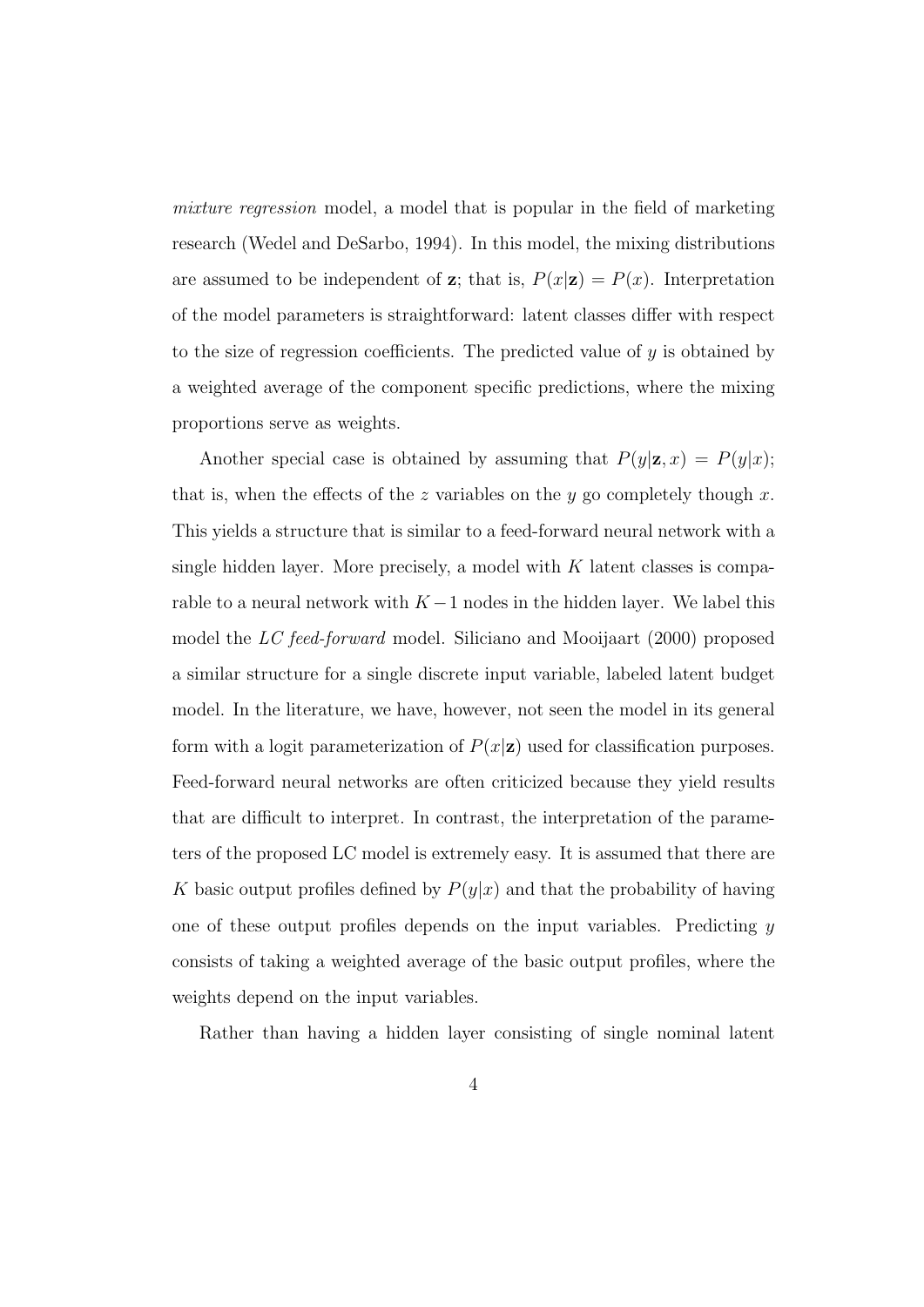*mixture regression* model, a model that is popular in the field of marketing research (Wedel and DeSarbo, 1994). In this model, the mixing distributions are assumed to be independent of $\mathbf{z}$; that is, $P(x|\mathbf{z}) = P(x)$. Interpretation of the model parameters is straightforward: latent classes differ with respect to the size of regression coefficients. The predicted value of $y$ is obtained by a weighted average of the component specific predictions, where the mixing proportions serve as weights.

Another special case is obtained by assuming that $P(y|\mathbf{z}, x) = P(y|x)$; that is, when the effects of the $z$ variables on the $y$ go completely though $x$. This yields a structure that is similar to a feed-forward neural network with a single hidden layer. More precisely, a model with $K$ latent classes is comparable to a neural network with $K-1$ nodes in the hidden layer. We label this model the *LC feed-forward* model. Siliciano and Mooijaart (2000) proposed a similar structure for a single discrete input variable, labeled latent budget model. In the literature, we have, however, not seen the model in its general form with a logit parameterization of $P(x|\mathbf{z})$ used for classification purposes. Feed-forward neural networks are often criticized because they yield results that are difficult to interpret. In contrast, the interpretation of the parameters of the proposed LC model is extremely easy. It is assumed that there are $K$ basic output profiles defined by $P(y|x)$ and that the probability of having one of these output profiles depends on the input variables. Predicting $y$ consists of taking a weighted average of the basic output profiles, where the weights depend on the input variables.

Rather than having a hidden layer consisting of single nominal latent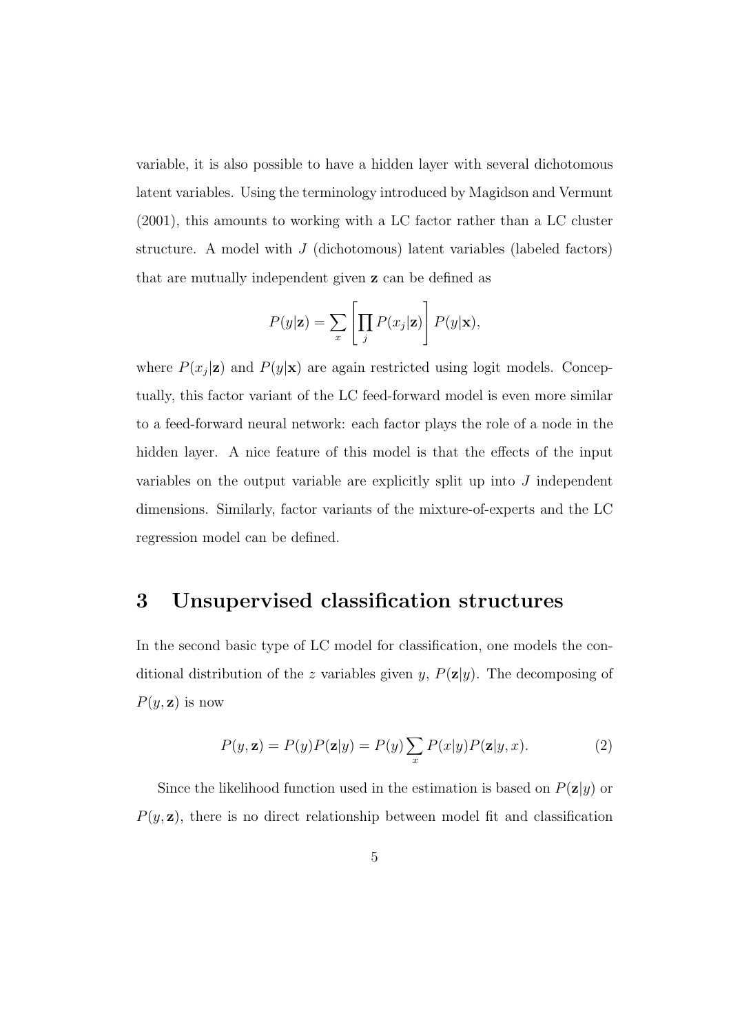variable, it is also possible to have a hidden layer with several dichotomous latent variables. Using the terminology introduced by Magidson and Vermunt (2001), this amounts to working with a LC factor rather than a LC cluster structure. A model with $J$ (dichotomous) latent variables (labeled factors) that are mutually independent given $\mathbf{z}$ can be defined as

$$P(y|\mathbf{z}) = \sum_{x} \left[ \prod_{j} P(x_j|\mathbf{z}) \right] P(y|\mathbf{x}),$$

where $P(x_j|\mathbf{z})$ and $P(y|\mathbf{x})$ are again restricted using logit models. Conceptually, this factor variant of the LC feed-forward model is even more similar to a feed-forward neural network: each factor plays the role of a node in the hidden layer. A nice feature of this model is that the effects of the input variables on the output variable are explicitly split up into $J$ independent dimensions. Similarly, factor variants of the mixture-of-experts and the LC regression model can be defined.

# 3 Unsupervised classification structures

In the second basic type of LC model for classification, one models the conditional distribution of the $z$ variables given $y$, $P(\mathbf{z}|y)$. The decomposing of $P(y, \mathbf{z})$ is now

$$P(y, \mathbf{z}) = P(y)P(\mathbf{z}|y) = P(y) \sum_{x} P(x|y)P(\mathbf{z}|y, x). \tag{2}$$

Since the likelihood function used in the estimation is based on $P(\mathbf{z}|y)$ or $P(y, \mathbf{z})$, there is no direct relationship between model fit and classification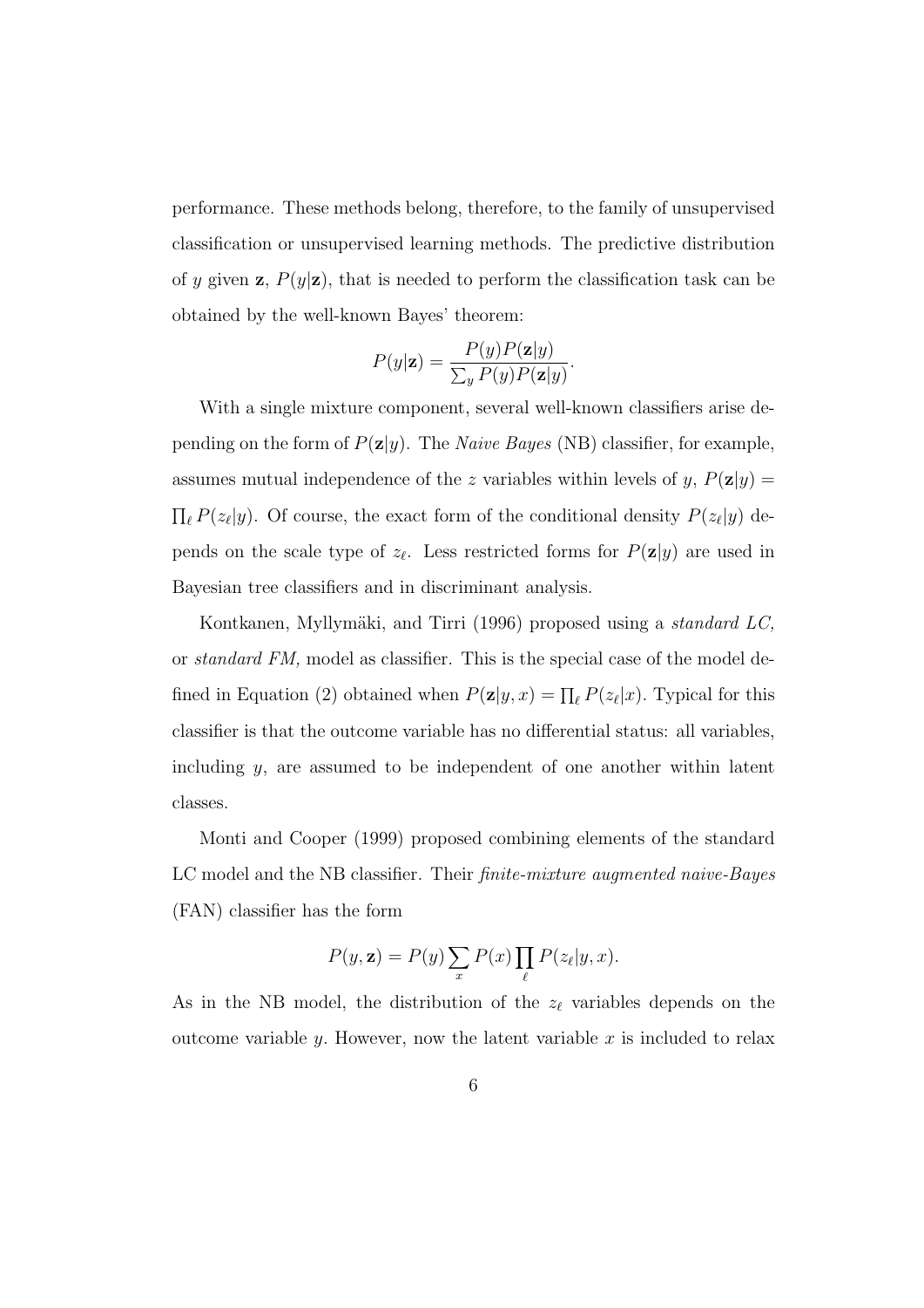performance. These methods belong, therefore, to the family of unsupervised classification or unsupervised learning methods. The predictive distribution of $y$ given $\mathbf{z}$, $P(y|\mathbf{z})$, that is needed to perform the classification task can be obtained by the well-known Bayes' theorem:

$$P(y|\mathbf{z}) = \frac{P(y)P(\mathbf{z}|y)}{\sum_y P(y)P(\mathbf{z}|y)}.$$

With a single mixture component, several well-known classifiers arise depending on the form of $P(\mathbf{z}|y)$. The *Naive Bayes* (NB) classifier, for example, assumes mutual independence of the $z$ variables within levels of $y$, $P(\mathbf{z}|y) = \prod_\ell P(z_\ell|y)$. Of course, the exact form of the conditional density $P(z_\ell|y)$ depends on the scale type of $z_\ell$. Less restricted forms for $P(\mathbf{z}|y)$ are used in Bayesian tree classifiers and in discriminant analysis.

Kontkanen, Myllymäki, and Tirri (1996) proposed using a *standard LC,* or *standard FM,* model as classifier. This is the special case of the model defined in Equation (2) obtained when $P(\mathbf{z}|y, x) = \prod_\ell P(z_\ell|x)$. Typical for this classifier is that the outcome variable has no differential status: all variables, including $y$, are assumed to be independent of one another within latent classes.

Monti and Cooper (1999) proposed combining elements of the standard LC model and the NB classifier. Their *finite-mixture augmented naive-Bayes* (FAN) classifier has the form

$$P(y, \mathbf{z}) = P(y) \sum_x P(x) \prod_\ell P(z_\ell|y, x).$$

As in the NB model, the distribution of the $z_\ell$ variables depends on the outcome variable $y$. However, now the latent variable $x$ is included to relax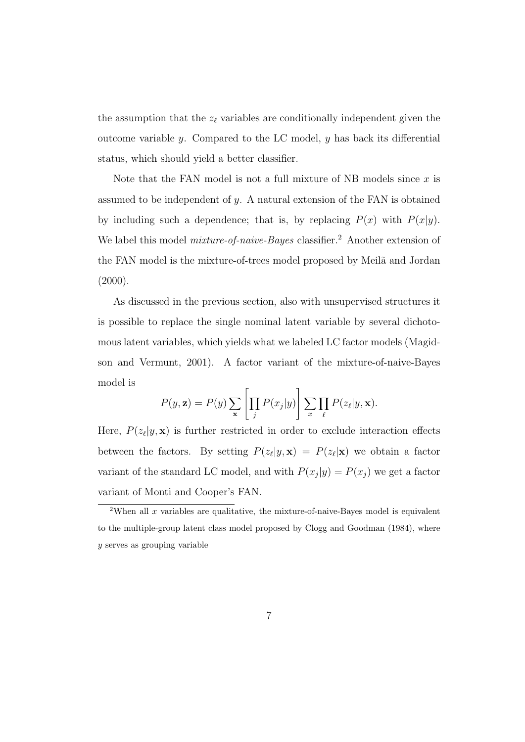the assumption that the $z_\ell$ variables are conditionally independent given the outcome variable $y$. Compared to the LC model, $y$ has back its differential status, which should yield a better classifier.

Note that the FAN model is not a full mixture of NB models since $x$ is assumed to be independent of $y$. A natural extension of the FAN is obtained by including such a dependence; that is, by replacing $P(x)$ with $P(x|y)$. We label this model *mixture-of-naive-Bayes* classifier.[2] Another extension of the FAN model is the mixture-of-trees model proposed by Meilã and Jordan (2000).

As discussed in the previous section, also with unsupervised structures it is possible to replace the single nominal latent variable by several dichotomous latent variables, which yields what we labeled LC factor models (Magidson and Vermunt, 2001). A factor variant of the mixture-of-naive-Bayes model is

$$P(y, \mathbf{z}) = P(y) \sum_{\mathbf{x}} \left[ \prod_j P(x_j|y) \right] \sum_x \prod_\ell P(z_\ell|y, \mathbf{x}).$$

Here, $P(z_\ell|y, \mathbf{x})$ is further restricted in order to exclude interaction effects between the factors. By setting $P(z_\ell|y, \mathbf{x}) = P(z_\ell|\mathbf{x})$ we obtain a factor variant of the standard LC model, and with $P(x_j|y) = P(x_j)$ we get a factor variant of Monti and Cooper's FAN.

[2] When all $x$ variables are qualitative, the mixture-of-naive-Bayes model is equivalent to the multiple-group latent class model proposed by Clogg and Goodman (1984), where $y$ serves as grouping variable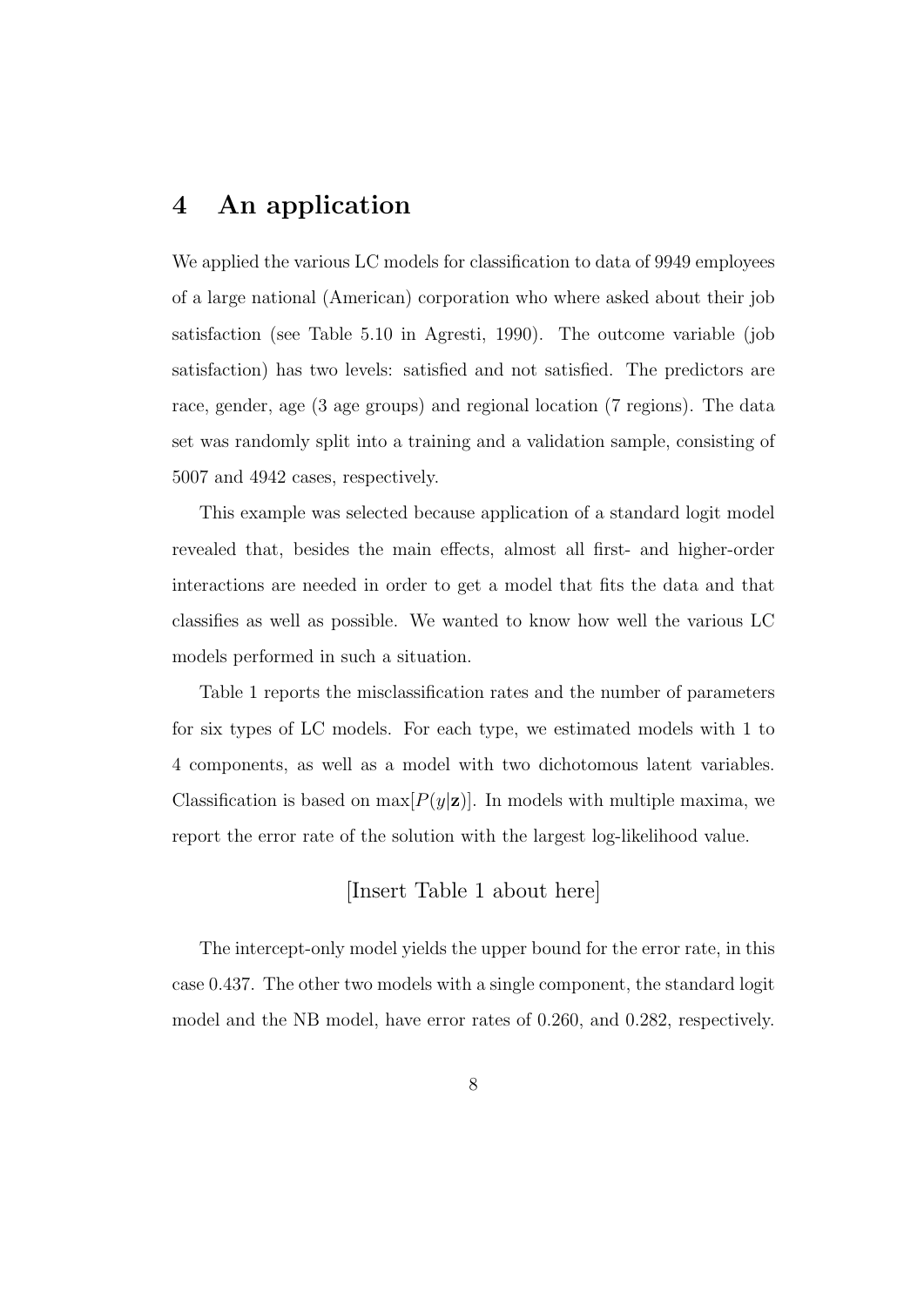## 4 An application

We applied the various LC models for classification to data of 9949 employees of a large national (American) corporation who where asked about their job satisfaction (see Table 5.10 in Agresti, 1990). The outcome variable (job satisfaction) has two levels: satisfied and not satisfied. The predictors are race, gender, age (3 age groups) and regional location (7 regions). The data set was randomly split into a training and a validation sample, consisting of 5007 and 4942 cases, respectively.

This example was selected because application of a standard logit model revealed that, besides the main effects, almost all first- and higher-order interactions are needed in order to get a model that fits the data and that classifies as well as possible. We wanted to know how well the various LC models performed in such a situation.

Table 1 reports the misclassification rates and the number of parameters for six types of LC models. For each type, we estimated models with 1 to 4 components, as well as a model with two dichotomous latent variables. Classification is based on $\max[P(y|\mathbf{z})]$. In models with multiple maxima, we report the error rate of the solution with the largest log-likelihood value.

[Insert Table 1 about here]

The intercept-only model yields the upper bound for the error rate, in this case 0.437. The other two models with a single component, the standard logit model and the NB model, have error rates of 0.260, and 0.282, respectively.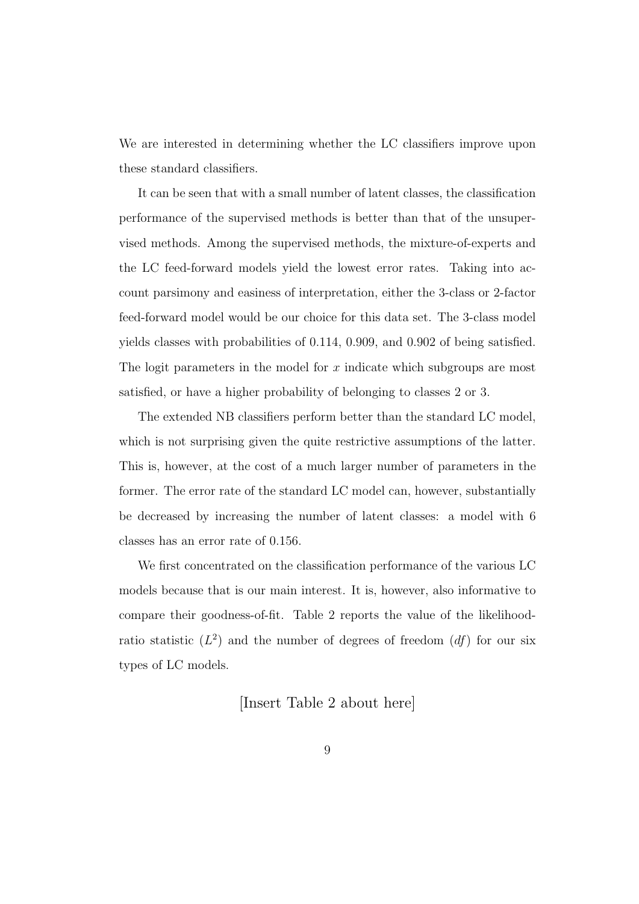We are interested in determining whether the LC classifiers improve upon these standard classifiers.

It can be seen that with a small number of latent classes, the classification performance of the supervised methods is better than that of the unsupervised methods. Among the supervised methods, the mixture-of-experts and the LC feed-forward models yield the lowest error rates. Taking into account parsimony and easiness of interpretation, either the 3-class or 2-factor feed-forward model would be our choice for this data set. The 3-class model yields classes with probabilities of 0.114, 0.909, and 0.902 of being satisfied. The logit parameters in the model for $x$ indicate which subgroups are most satisfied, or have a higher probability of belonging to classes 2 or 3.

The extended NB classifiers perform better than the standard LC model, which is not surprising given the quite restrictive assumptions of the latter. This is, however, at the cost of a much larger number of parameters in the former. The error rate of the standard LC model can, however, substantially be decreased by increasing the number of latent classes: a model with 6 classes has an error rate of 0.156.

We first concentrated on the classification performance of the various LC models because that is our main interest. It is, however, also informative to compare their goodness-of-fit. Table 2 reports the value of the likelihood-ratio statistic ($L^2$) and the number of degrees of freedom ($df$) for our six types of LC models.

[Insert Table 2 about here]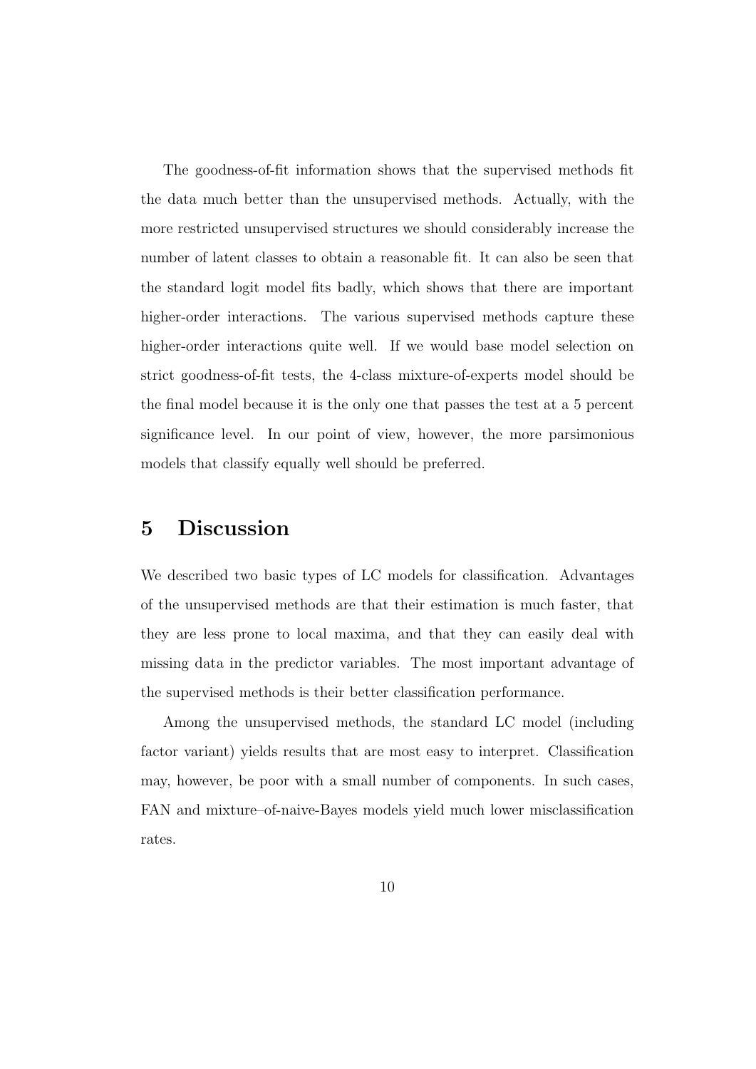The goodness-of-fit information shows that the supervised methods fit the data much better than the unsupervised methods. Actually, with the more restricted unsupervised structures we should considerably increase the number of latent classes to obtain a reasonable fit. It can also be seen that the standard logit model fits badly, which shows that there are important higher-order interactions. The various supervised methods capture these higher-order interactions quite well. If we would base model selection on strict goodness-of-fit tests, the 4-class mixture-of-experts model should be the final model because it is the only one that passes the test at a 5 percent significance level. In our point of view, however, the more parsimonious models that classify equally well should be preferred.

## 5 Discussion

We described two basic types of LC models for classification. Advantages of the unsupervised methods are that their estimation is much faster, that they are less prone to local maxima, and that they can easily deal with missing data in the predictor variables. The most important advantage of the supervised methods is their better classification performance.

Among the unsupervised methods, the standard LC model (including factor variant) yields results that are most easy to interpret. Classification may, however, be poor with a small number of components. In such cases, FAN and mixture–of-naive-Bayes models yield much lower misclassification rates.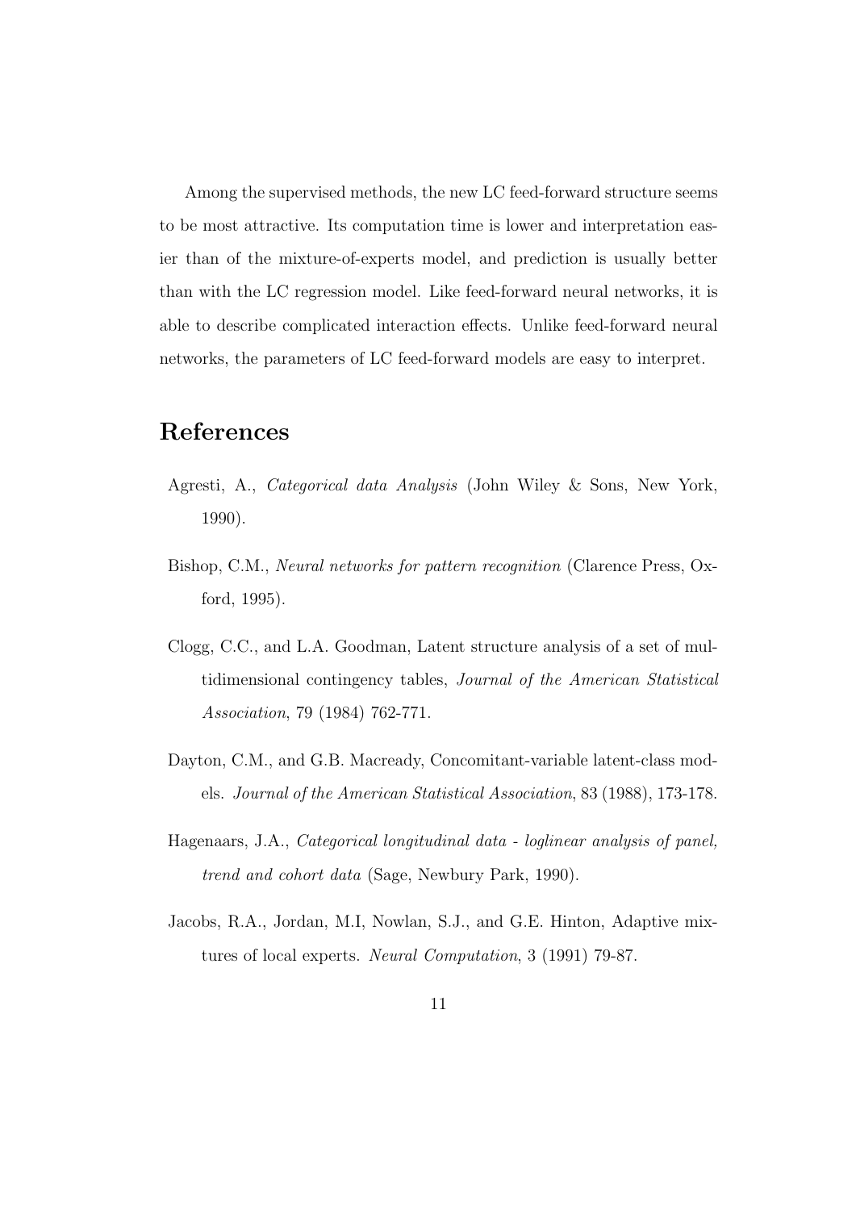Among the supervised methods, the new LC feed-forward structure seems to be most attractive. Its computation time is lower and interpretation easier than of the mixture-of-experts model, and prediction is usually better than with the LC regression model. Like feed-forward neural networks, it is able to describe complicated interaction effects. Unlike feed-forward neural networks, the parameters of LC feed-forward models are easy to interpret.

# References

Agresti, A., *Categorical data Analysis* (John Wiley & Sons, New York, 1990).

Bishop, C.M., *Neural networks for pattern recognition* (Clarence Press, Oxford, 1995).

Clogg, C.C., and L.A. Goodman, Latent structure analysis of a set of multidimensional contingency tables, *Journal of the American Statistical Association*, 79 (1984) 762-771.

Dayton, C.M., and G.B. Macready, Concomitant-variable latent-class models. *Journal of the American Statistical Association*, 83 (1988), 173-178.

Hagenaars, J.A., *Categorical longitudinal data - loglinear analysis of panel, trend and cohort data* (Sage, Newbury Park, 1990).

Jacobs, R.A., Jordan, M.I, Nowlan, S.J., and G.E. Hinton, Adaptive mixtures of local experts. *Neural Computation*, 3 (1991) 79-87.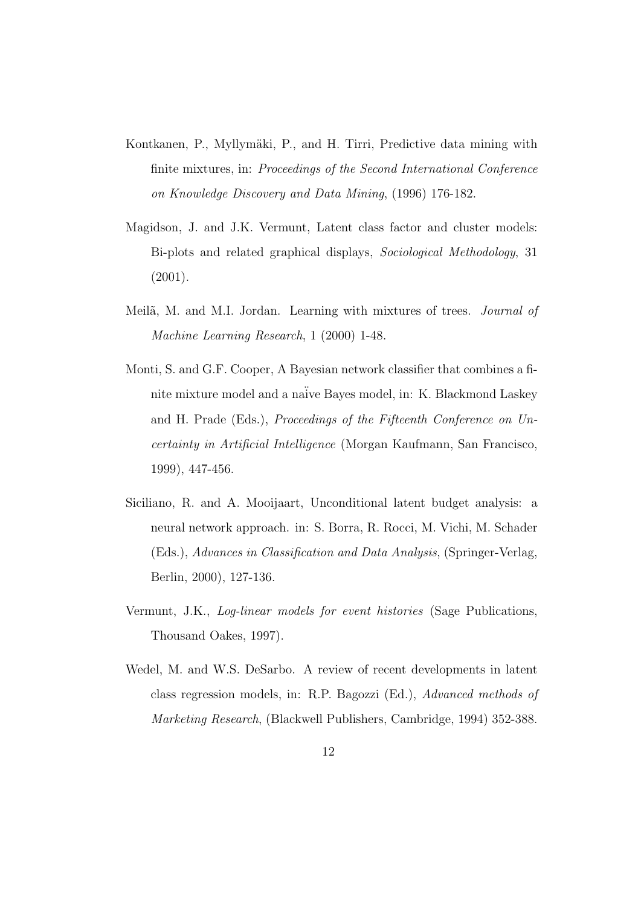Kontkanen, P., Myllymäki, P., and H. Tirri, Predictive data mining with finite mixtures, in: *Proceedings of the Second International Conference on Knowledge Discovery and Data Mining*, (1996) 176-182.

Magidson, J. and J.K. Vermunt, Latent class factor and cluster models: Bi-plots and related graphical displays, *Sociological Methodology*, 31 (2001).

Meilã, M. and M.I. Jordan. Learning with mixtures of trees. *Journal of Machine Learning Research*, 1 (2000) 1-48.

Monti, S. and G.F. Cooper, A Bayesian network classifier that combines a finite mixture model and a naïve Bayes model, in: K. Blackmond Laskey and H. Prade (Eds.), *Proceedings of the Fifteenth Conference on Uncertainty in Artificial Intelligence* (Morgan Kaufmann, San Francisco, 1999), 447-456.

Siciliano, R. and A. Mooijaart, Unconditional latent budget analysis: a neural network approach. in: S. Borra, R. Rocci, M. Vichi, M. Schader (Eds.), *Advances in Classification and Data Analysis*, (Springer-Verlag, Berlin, 2000), 127-136.

Vermunt, J.K., *Log-linear models for event histories* (Sage Publications, Thousand Oakes, 1997).

Wedel, M. and W.S. DeSarbo. A review of recent developments in latent class regression models, in: R.P. Bagozzi (Ed.), *Advanced methods of Marketing Research*, (Blackwell Publishers, Cambridge, 1994) 352-388.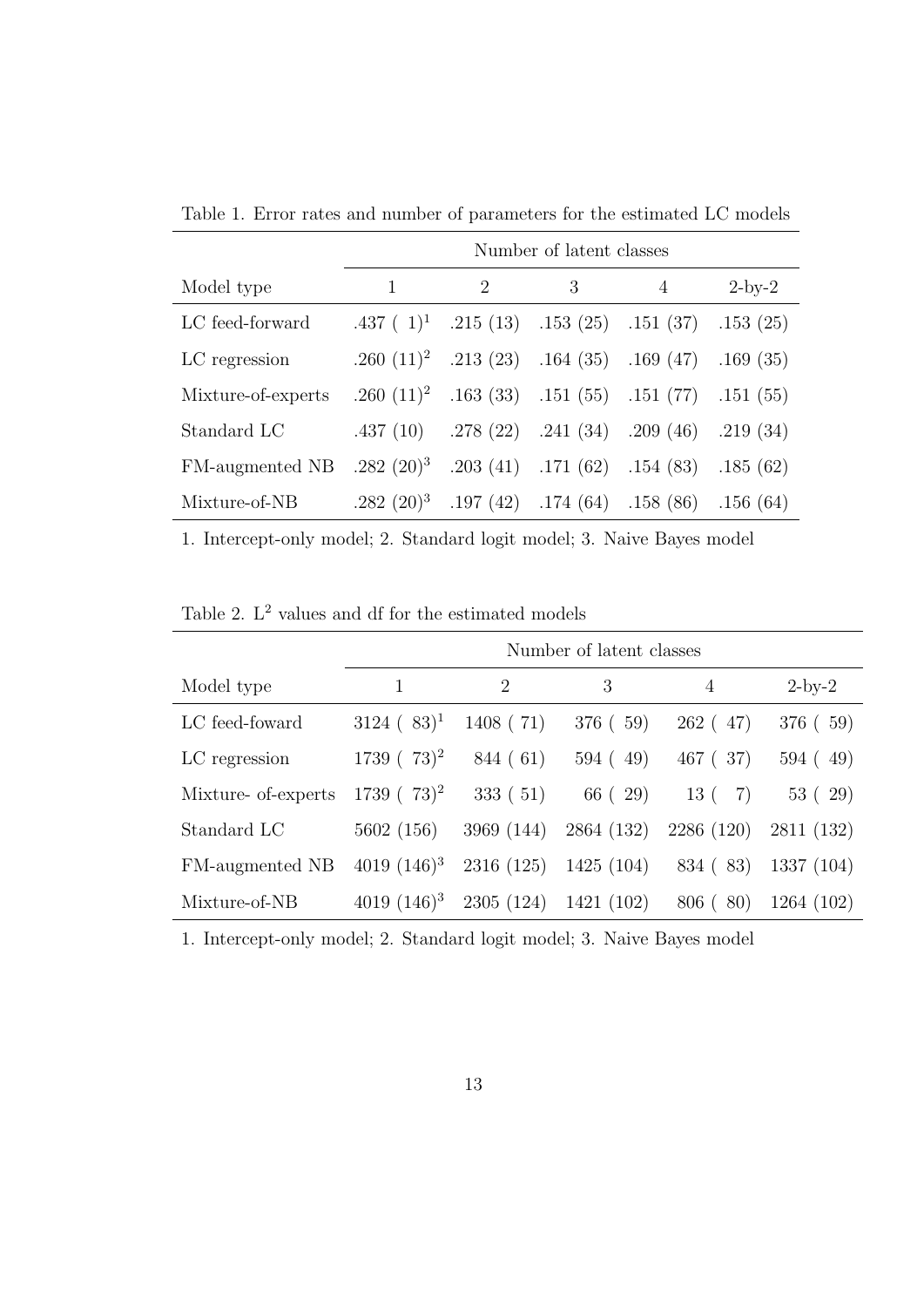Table 1. Error rates and number of parameters for the estimated LC models

| | Number of latent classes | | | | |
|---|---|---|---|---|---|
| Model type | 1 | 2 | 3 | 4 | 2-by-2 |
| LC feed-forward | .437 ( 1)[1] | .215 (13) | .153 (25) | .151 (37) | .153 (25) |
| LC regression | .260 (11)[2] | .213 (23) | .164 (35) | .169 (47) | .169 (35) |
| Mixture-of-experts | .260 (11)[2] | .163 (33) | .151 (55) | .151 (77) | .151 (55) |
| Standard LC | .437 (10) | .278 (22) | .241 (34) | .209 (46) | .219 (34) |
| FM-augmented NB | .282 (20)[3] | .203 (41) | .171 (62) | .154 (83) | .185 (62) |
| Mixture-of-NB | .282 (20)[3] | .197 (42) | .174 (64) | .158 (86) | .156 (64) |

1. Intercept-only model; 2. Standard logit model; 3. Naive Bayes model

Table 2. $L^2$ values and df for the estimated models

| | Number of latent classes | | | | |
|---|---|---|---|---|---|
| Model type | 1 | 2 | 3 | 4 | 2-by-2 |
| LC feed-foward | 3124 ( 83)[1] | 1408 ( 71) | 376 ( 59) | 262 ( 47) | 376 ( 59) |
| LC regression | 1739 ( 73)[2] | 844 ( 61) | 594 ( 49) | 467 ( 37) | 594 ( 49) |
| Mixture- of-experts | 1739 ( 73)[2] | 333 ( 51) | 66 ( 29) | 13 ( 7) | 53 ( 29) |
| Standard LC | 5602 (156) | 3969 (144) | 2864 (132) | 2286 (120) | 2811 (132) |
| FM-augmented NB | 4019 (146)[3] | 2316 (125) | 1425 (104) | 834 ( 83) | 1337 (104) |
| Mixture-of-NB | 4019 (146)[3] | 2305 (124) | 1421 (102) | 806 ( 80) | 1264 (102) |

1. Intercept-only model; 2. Standard logit model; 3. Naive Bayes model